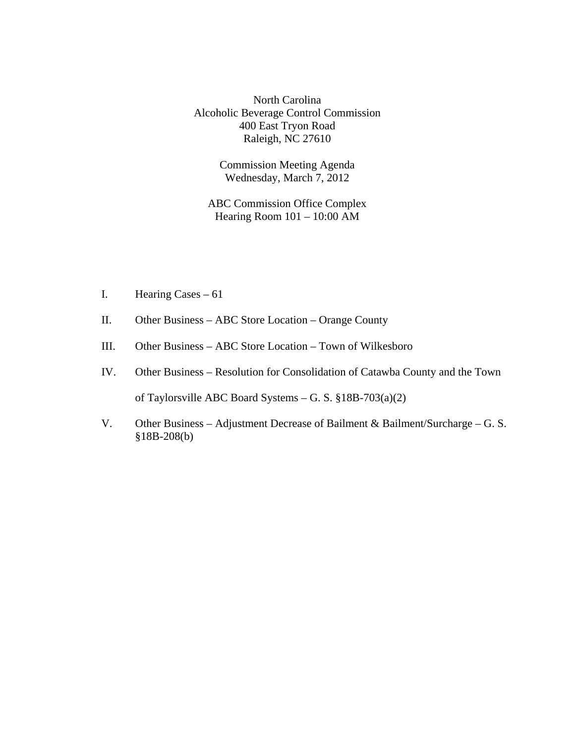North Carolina
Alcoholic Beverage Control Commission
400 East Tryon Road
Raleigh, NC 27610

Commission Meeting Agenda
Wednesday, March 7, 2012

ABC Commission Office Complex
Hearing Room 101 – 10:00 AM

I. Hearing Cases – 61

II. Other Business – ABC Store Location – Orange County

III. Other Business – ABC Store Location – Town of Wilkesboro

IV. Other Business – Resolution for Consolidation of Catawba County and the Town of Taylorsville ABC Board Systems – G. S. §18B-703(a)(2)

V. Other Business – Adjustment Decrease of Bailment & Bailment/Surcharge – G. S. §18B-208(b)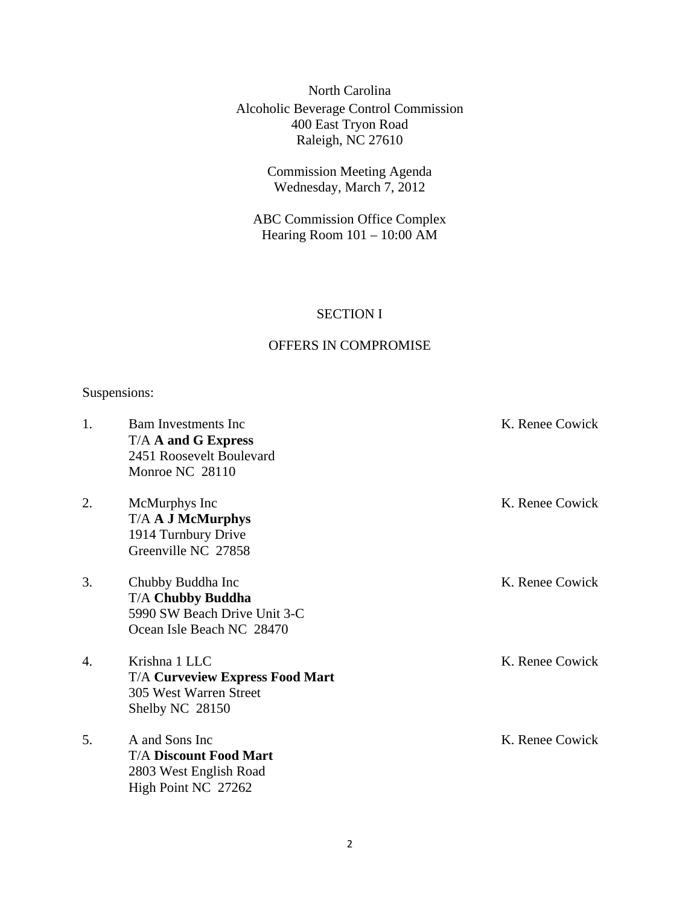North Carolina
Alcoholic Beverage Control Commission
400 East Tryon Road
Raleigh, NC 27610

Commission Meeting Agenda
Wednesday, March 7, 2012

ABC Commission Office Complex
Hearing Room 101 – 10:00 AM

## SECTION I

## OFFERS IN COMPROMISE

Suspensions:

1. Bam Investments Inc — K. Renee Cowick
   T/A **A and G Express**
   2451 Roosevelt Boulevard
   Monroe NC 28110

2. McMurphys Inc — K. Renee Cowick
   T/A **A J McMurphys**
   1914 Turnbury Drive
   Greenville NC 27858

3. Chubby Buddha Inc — K. Renee Cowick
   T/A **Chubby Buddha**
   5990 SW Beach Drive Unit 3-C
   Ocean Isle Beach NC 28470

4. Krishna 1 LLC — K. Renee Cowick
   T/A **Curveview Express Food Mart**
   305 West Warren Street
   Shelby NC 28150

5. A and Sons Inc — K. Renee Cowick
   T/A **Discount Food Mart**
   2803 West English Road
   High Point NC 27262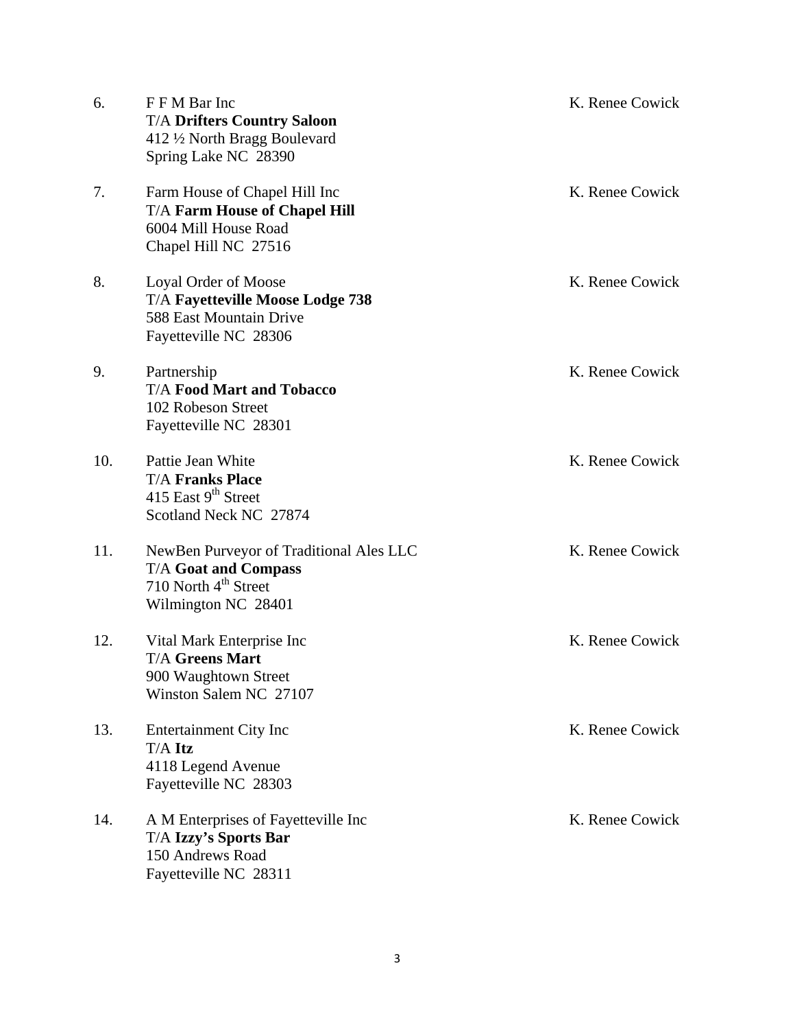6. F F M Bar Inc  
   T/A **Drifters Country Saloon**  
   412 ½ North Bragg Boulevard  
   Spring Lake NC 28390  
   K. Renee Cowick

7. Farm House of Chapel Hill Inc  
   T/A **Farm House of Chapel Hill**  
   6004 Mill House Road  
   Chapel Hill NC 27516  
   K. Renee Cowick

8. Loyal Order of Moose  
   T/A **Fayetteville Moose Lodge 738**  
   588 East Mountain Drive  
   Fayetteville NC 28306  
   K. Renee Cowick

9. Partnership  
   T/A **Food Mart and Tobacco**  
   102 Robeson Street  
   Fayetteville NC 28301  
   K. Renee Cowick

10. Pattie Jean White  
    T/A **Franks Place**  
    415 East 9th Street  
    Scotland Neck NC 27874  
    K. Renee Cowick

11. NewBen Purveyor of Traditional Ales LLC  
    T/A **Goat and Compass**  
    710 North 4th Street  
    Wilmington NC 28401  
    K. Renee Cowick

12. Vital Mark Enterprise Inc  
    T/A **Greens Mart**  
    900 Waughtown Street  
    Winston Salem NC 27107  
    K. Renee Cowick

13. Entertainment City Inc  
    T/A **Itz**  
    4118 Legend Avenue  
    Fayetteville NC 28303  
    K. Renee Cowick

14. A M Enterprises of Fayetteville Inc  
    T/A **Izzy's Sports Bar**  
    150 Andrews Road  
    Fayetteville NC 28311  
    K. Renee Cowick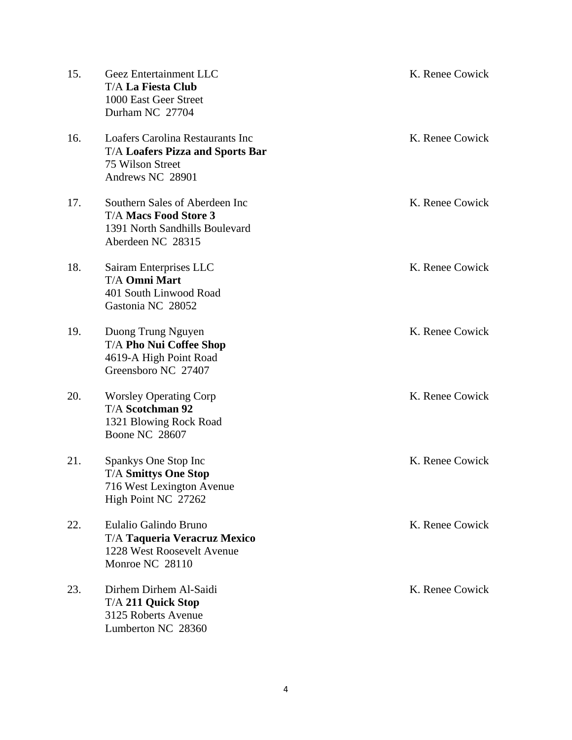15. Geez Entertainment LLC
    T/A **La Fiesta Club**
    1000 East Geer Street
    Durham NC 27704

    K. Renee Cowick

16. Loafers Carolina Restaurants Inc
    T/A **Loafers Pizza and Sports Bar**
    75 Wilson Street
    Andrews NC 28901

    K. Renee Cowick

17. Southern Sales of Aberdeen Inc
    T/A **Macs Food Store 3**
    1391 North Sandhills Boulevard
    Aberdeen NC 28315

    K. Renee Cowick

18. Sairam Enterprises LLC
    T/A **Omni Mart**
    401 South Linwood Road
    Gastonia NC 28052

    K. Renee Cowick

19. Duong Trung Nguyen
    T/A **Pho Nui Coffee Shop**
    4619-A High Point Road
    Greensboro NC 27407

    K. Renee Cowick

20. Worsley Operating Corp
    T/A **Scotchman 92**
    1321 Blowing Rock Road
    Boone NC 28607

    K. Renee Cowick

21. Spankys One Stop Inc
    T/A **Smittys One Stop**
    716 West Lexington Avenue
    High Point NC 27262

    K. Renee Cowick

22. Eulalio Galindo Bruno
    T/A **Taqueria Veracruz Mexico**
    1228 West Roosevelt Avenue
    Monroe NC 28110

    K. Renee Cowick

23. Dirhem Dirhem Al-Saidi
    T/A **211 Quick Stop**
    3125 Roberts Avenue
    Lumberton NC 28360

    K. Renee Cowick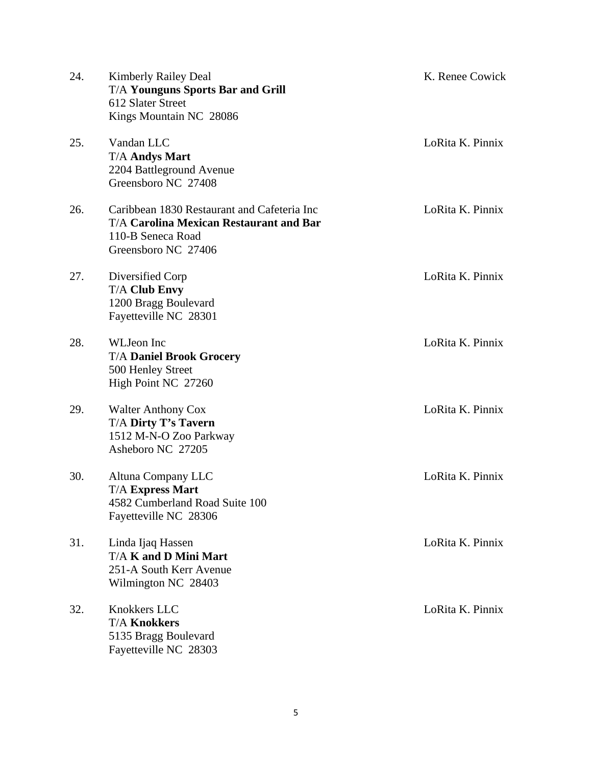24. Kimberly Railey Deal — K. Renee Cowick
    T/A **Younguns Sports Bar and Grill**
    612 Slater Street
    Kings Mountain NC 28086

25. Vandan LLC — LoRita K. Pinnix
    T/A **Andys Mart**
    2204 Battleground Avenue
    Greensboro NC 27408

26. Caribbean 1830 Restaurant and Cafeteria Inc — LoRita K. Pinnix
    T/A **Carolina Mexican Restaurant and Bar**
    110-B Seneca Road
    Greensboro NC 27406

27. Diversified Corp — LoRita K. Pinnix
    T/A **Club Envy**
    1200 Bragg Boulevard
    Fayetteville NC 28301

28. WLJeon Inc — LoRita K. Pinnix
    T/A **Daniel Brook Grocery**
    500 Henley Street
    High Point NC 27260

29. Walter Anthony Cox — LoRita K. Pinnix
    T/A **Dirty T's Tavern**
    1512 M-N-O Zoo Parkway
    Asheboro NC 27205

30. Altuna Company LLC — LoRita K. Pinnix
    T/A **Express Mart**
    4582 Cumberland Road Suite 100
    Fayetteville NC 28306

31. Linda Ijaq Hassen — LoRita K. Pinnix
    T/A **K and D Mini Mart**
    251-A South Kerr Avenue
    Wilmington NC 28403

32. Knokkers LLC — LoRita K. Pinnix
    T/A **Knokkers**
    5135 Bragg Boulevard
    Fayetteville NC 28303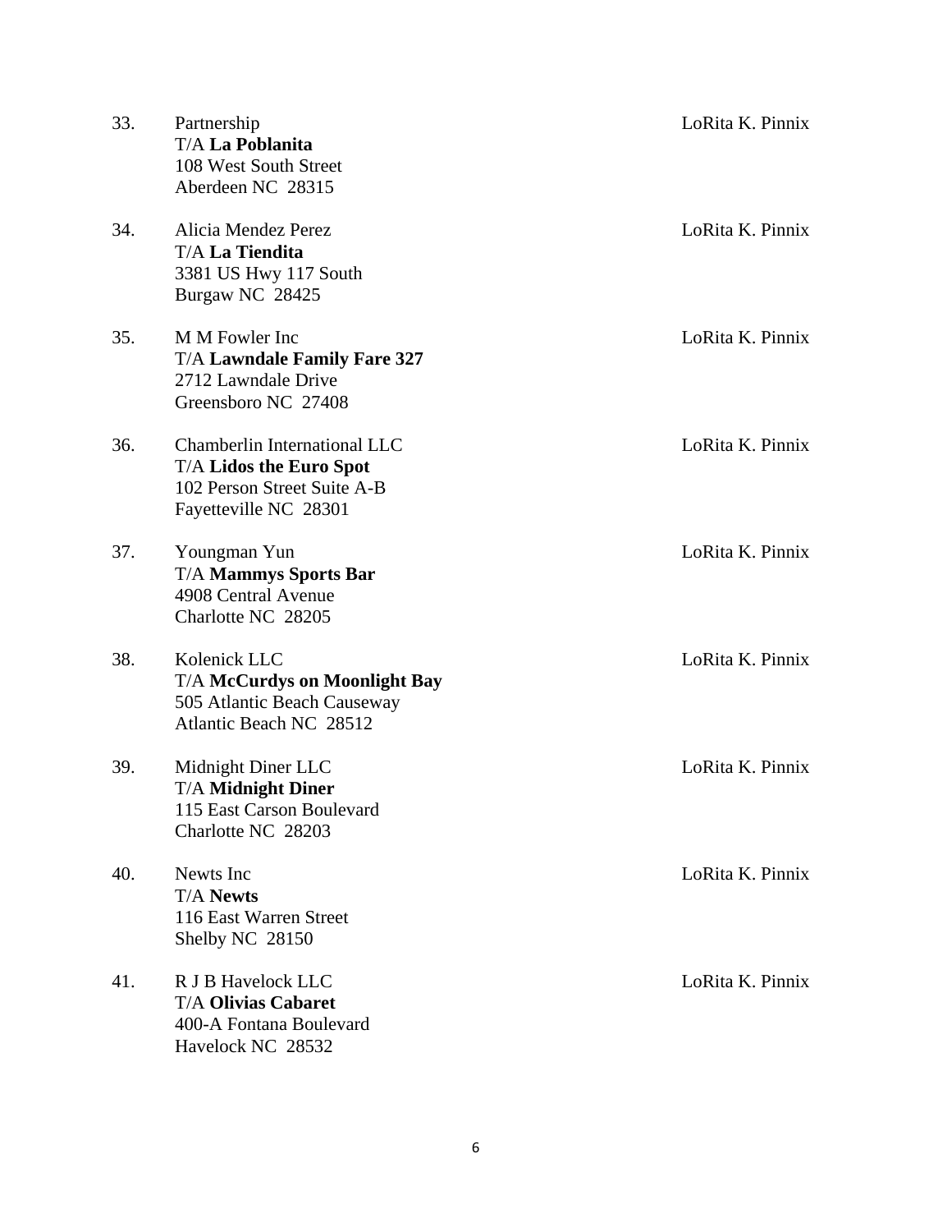33. Partnership
    T/A **La Poblanita**
    108 West South Street
    Aberdeen NC 28315
    LoRita K. Pinnix

34. Alicia Mendez Perez
    T/A **La Tiendita**
    3381 US Hwy 117 South
    Burgaw NC 28425
    LoRita K. Pinnix

35. M M Fowler Inc
    T/A **Lawndale Family Fare 327**
    2712 Lawndale Drive
    Greensboro NC 27408
    LoRita K. Pinnix

36. Chamberlin International LLC
    T/A **Lidos the Euro Spot**
    102 Person Street Suite A-B
    Fayetteville NC 28301
    LoRita K. Pinnix

37. Youngman Yun
    T/A **Mammys Sports Bar**
    4908 Central Avenue
    Charlotte NC 28205
    LoRita K. Pinnix

38. Kolenick LLC
    T/A **McCurdys on Moonlight Bay**
    505 Atlantic Beach Causeway
    Atlantic Beach NC 28512
    LoRita K. Pinnix

39. Midnight Diner LLC
    T/A **Midnight Diner**
    115 East Carson Boulevard
    Charlotte NC 28203
    LoRita K. Pinnix

40. Newts Inc
    T/A **Newts**
    116 East Warren Street
    Shelby NC 28150
    LoRita K. Pinnix

41. R J B Havelock LLC
    T/A **Olivias Cabaret**
    400-A Fontana Boulevard
    Havelock NC 28532
    LoRita K. Pinnix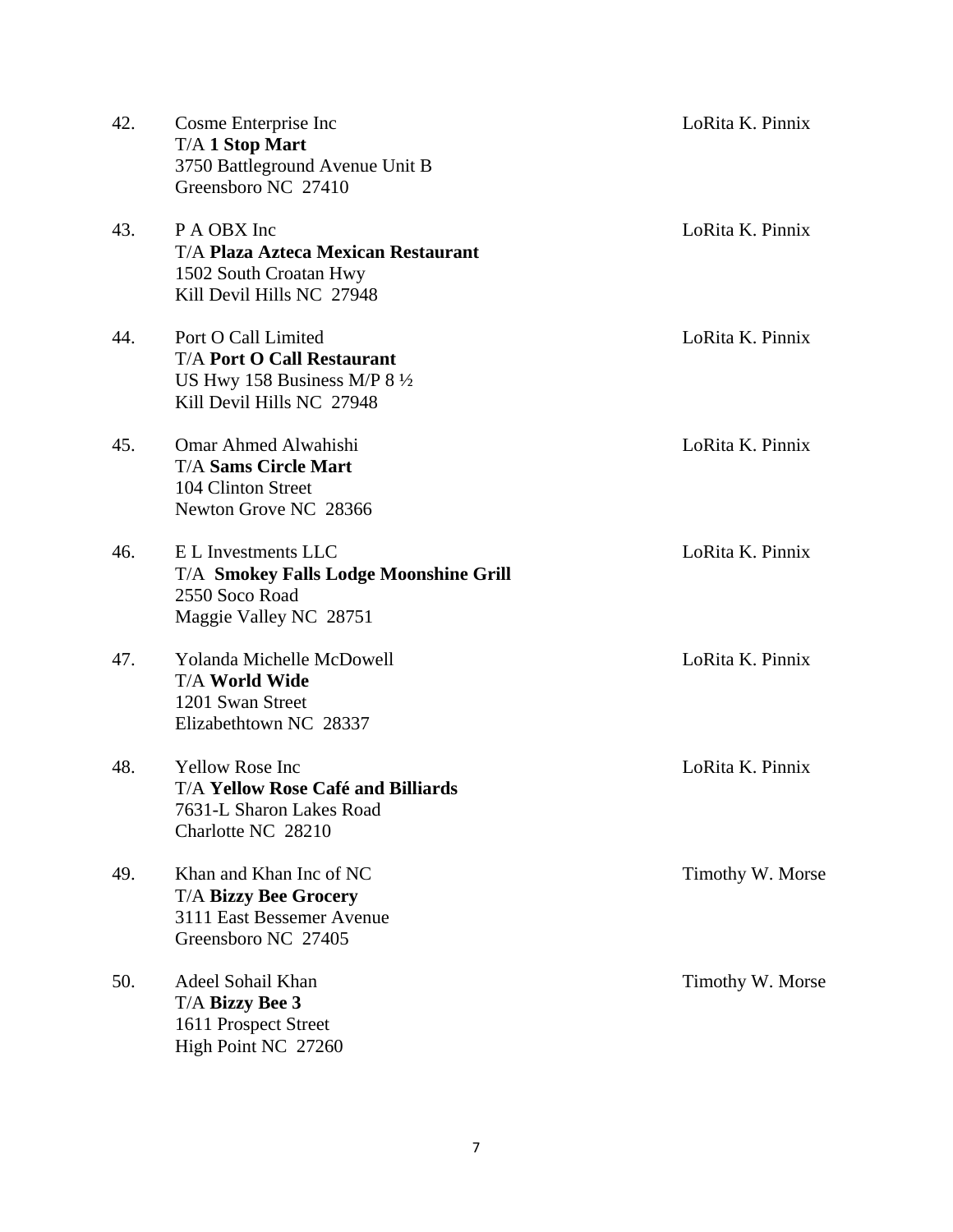42. Cosme Enterprise Inc — LoRita K. Pinnix
    T/A **1 Stop Mart**
    3750 Battleground Avenue Unit B
    Greensboro NC 27410

43. P A OBX Inc — LoRita K. Pinnix
    T/A **Plaza Azteca Mexican Restaurant**
    1502 South Croatan Hwy
    Kill Devil Hills NC 27948

44. Port O Call Limited — LoRita K. Pinnix
    T/A **Port O Call Restaurant**
    US Hwy 158 Business M/P 8 ½
    Kill Devil Hills NC 27948

45. Omar Ahmed Alwahishi — LoRita K. Pinnix
    T/A **Sams Circle Mart**
    104 Clinton Street
    Newton Grove NC 28366

46. E L Investments LLC — LoRita K. Pinnix
    T/A **Smokey Falls Lodge Moonshine Grill**
    2550 Soco Road
    Maggie Valley NC 28751

47. Yolanda Michelle McDowell — LoRita K. Pinnix
    T/A **World Wide**
    1201 Swan Street
    Elizabethtown NC 28337

48. Yellow Rose Inc — LoRita K. Pinnix
    T/A **Yellow Rose Café and Billiards**
    7631-L Sharon Lakes Road
    Charlotte NC 28210

49. Khan and Khan Inc of NC — Timothy W. Morse
    T/A **Bizzy Bee Grocery**
    3111 East Bessemer Avenue
    Greensboro NC 27405

50. Adeel Sohail Khan — Timothy W. Morse
    T/A **Bizzy Bee 3**
    1611 Prospect Street
    High Point NC 27260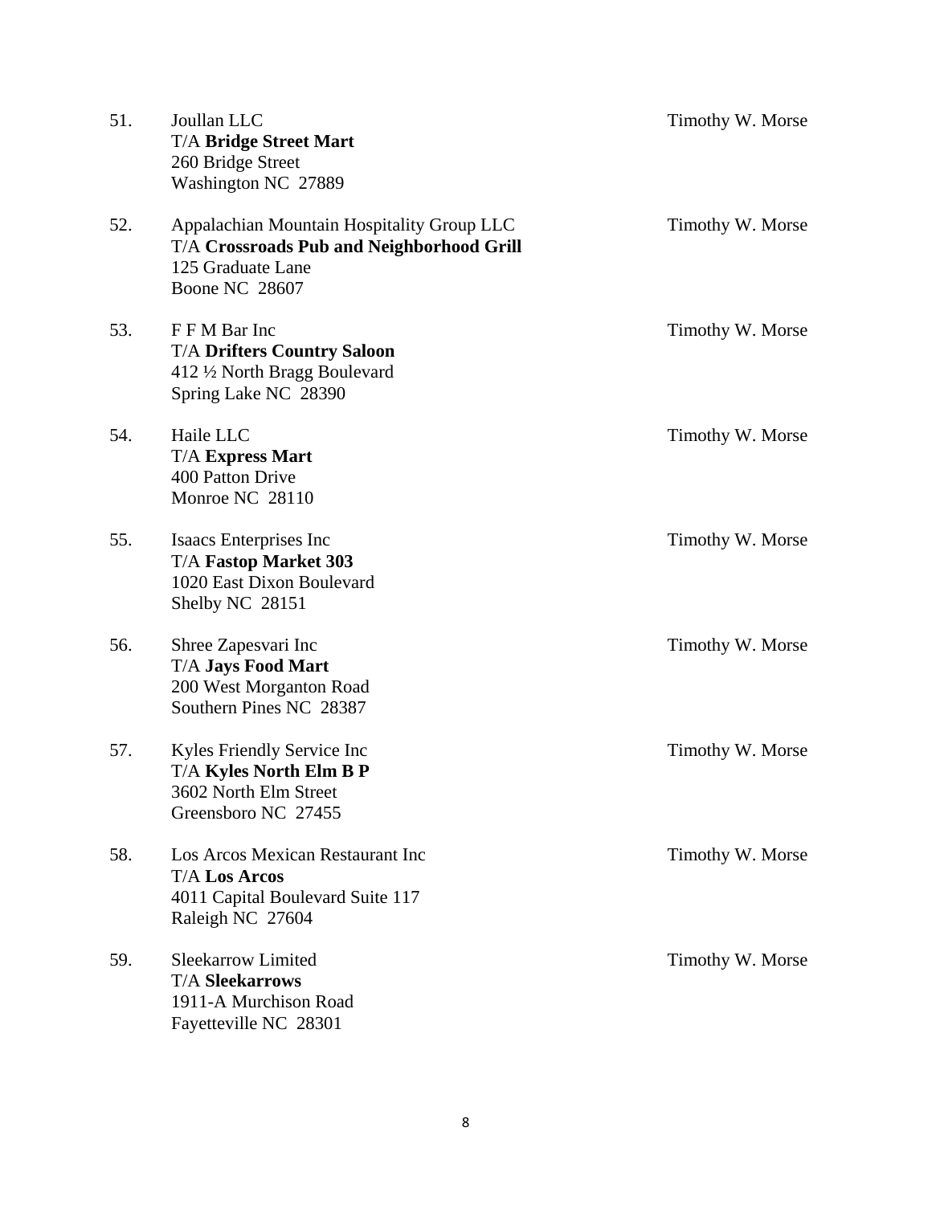51. Joullan LLC
    T/A **Bridge Street Mart**
    260 Bridge Street
    Washington NC 27889
    
    Timothy W. Morse

52. Appalachian Mountain Hospitality Group LLC
    T/A **Crossroads Pub and Neighborhood Grill**
    125 Graduate Lane
    Boone NC 28607
    
    Timothy W. Morse

53. F F M Bar Inc
    T/A **Drifters Country Saloon**
    412 ½ North Bragg Boulevard
    Spring Lake NC 28390
    
    Timothy W. Morse

54. Haile LLC
    T/A **Express Mart**
    400 Patton Drive
    Monroe NC 28110
    
    Timothy W. Morse

55. Isaacs Enterprises Inc
    T/A **Fastop Market 303**
    1020 East Dixon Boulevard
    Shelby NC 28151
    
    Timothy W. Morse

56. Shree Zapesvari Inc
    T/A **Jays Food Mart**
    200 West Morganton Road
    Southern Pines NC 28387
    
    Timothy W. Morse

57. Kyles Friendly Service Inc
    T/A **Kyles North Elm B P**
    3602 North Elm Street
    Greensboro NC 27455
    
    Timothy W. Morse

58. Los Arcos Mexican Restaurant Inc
    T/A **Los Arcos**
    4011 Capital Boulevard Suite 117
    Raleigh NC 27604
    
    Timothy W. Morse

59. Sleekarrow Limited
    T/A **Sleekarrows**
    1911-A Murchison Road
    Fayetteville NC 28301
    
    Timothy W. Morse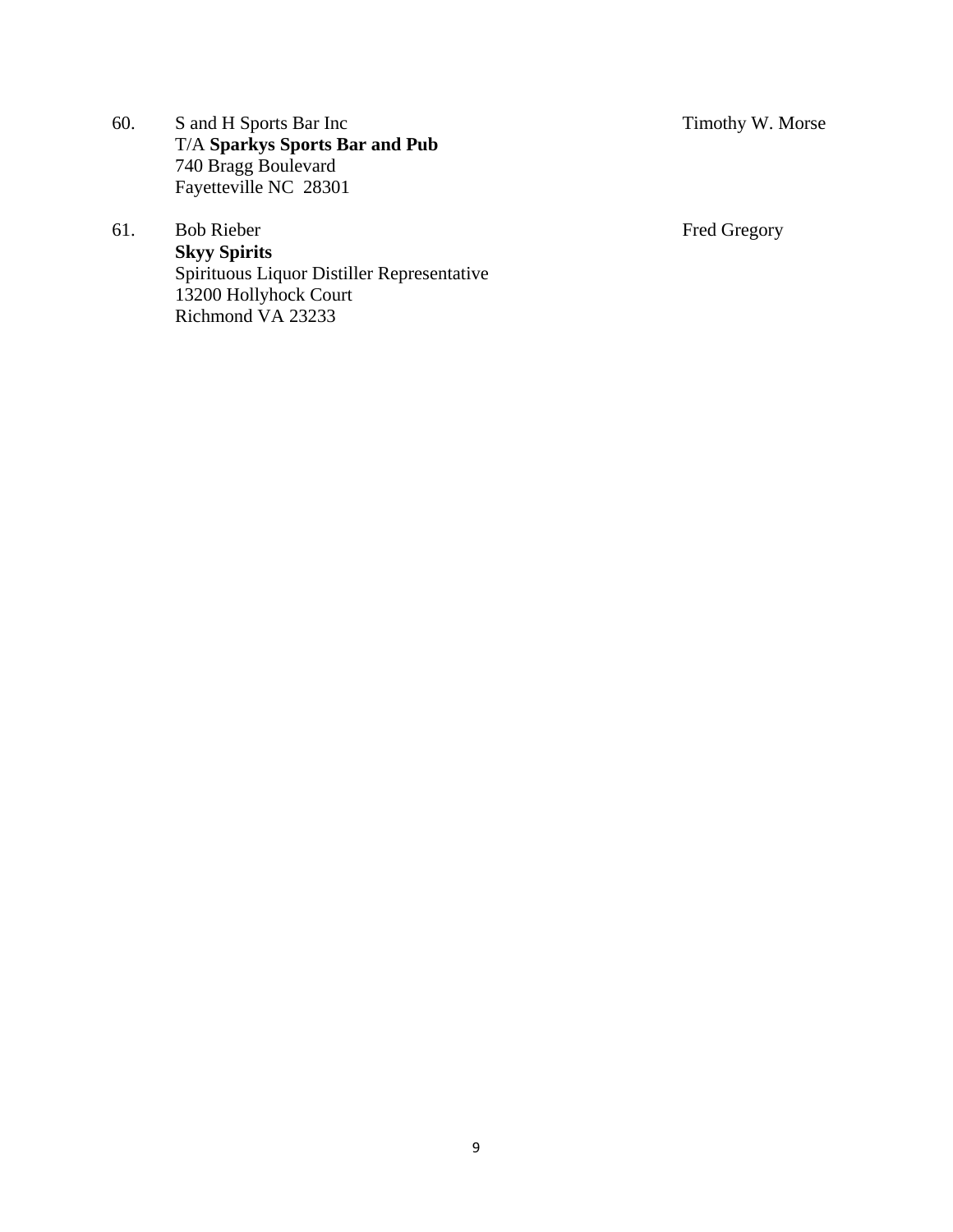60. S and H Sports Bar Inc
    T/A **Sparkys Sports Bar and Pub**
    740 Bragg Boulevard
    Fayetteville NC 28301

    Timothy W. Morse

61. Bob Rieber
    **Skyy Spirits**
    Spirituous Liquor Distiller Representative
    13200 Hollyhock Court
    Richmond VA 23233

    Fred Gregory